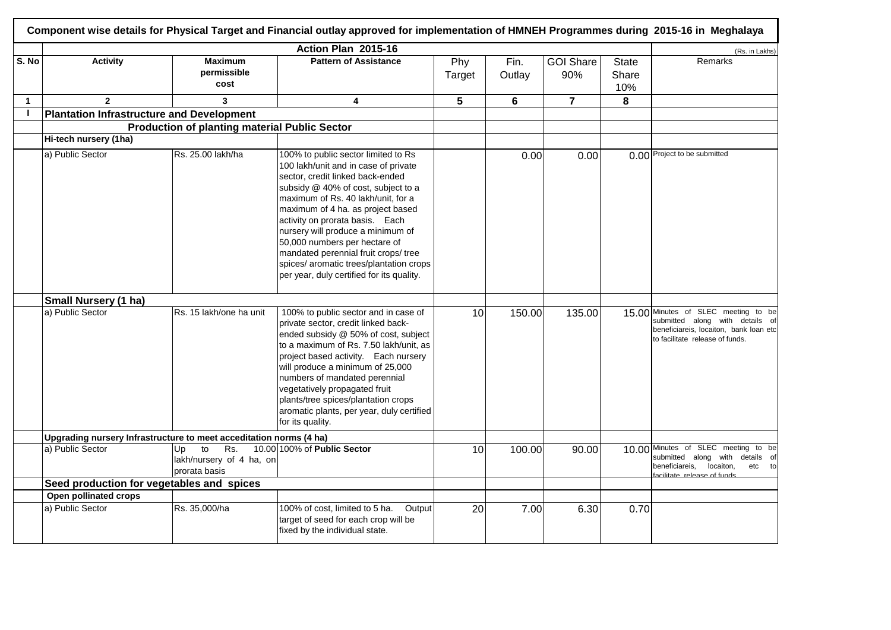# Component wise details for Physical Target and Financial outlay approved for implementation of HMNEH Programmes during 2015-16 in Meghalaya

| | Action Plan 2015-16 | | | | | | | (Rs. in Lakhs) |
|---|---|---|---|---|---|---|---|---|
| S. No | Activity | Maximum permissible cost | Pattern of Assistance | Phy Target | Fin. Outlay | GOI Share 90% | State Share 10% | Remarks |
| 1 | 2 | 3 | 4 | 5 | 6 | 7 | 8 | |
| I | **Plantation Infrastructure and Development** | | | | | | | |
| | **Production of planting material Public Sector** | | | | | | | |
| | **Hi-tech nursery (1ha)** | | | | | | | |
| | a) Public Sector | Rs. 25.00 lakh/ha | 100% to public sector limited to Rs 100 lakh/unit and in case of private sector, credit linked back-ended subsidy @ 40% of cost, subject to a maximum of Rs. 40 lakh/unit, for a maximum of 4 ha. as project based activity on prorata basis. Each nursery will produce a minimum of 50,000 numbers per hectare of mandated perennial fruit crops/ tree spices/ aromatic trees/plantation crops per year, duly certified for its quality. | | 0.00 | 0.00 | 0.00 | Project to be submitted |
| | **Small Nursery (1 ha)** | | | | | | | |
| | a) Public Sector | Rs. 15 lakh/one ha unit | 100% to public sector and in case of private sector, credit linked back-ended subsidy @ 50% of cost, subject to a maximum of Rs. 7.50 lakh/unit, as project based activity. Each nursery will produce a minimum of 25,000 numbers of mandated perennial vegetatively propagated fruit plants/tree spices/plantation crops aromatic plants, per year, duly certified for its quality. | 10 | 150.00 | 135.00 | 15.00 | Minutes of SLEC meeting to be submitted along with details of beneficiareis, locaiton, bank loan etc to facilitate release of funds. |
| | **Upgrading nursery Infrastructure to meet acceditation norms (4 ha)** | | | | | | | |
| | a) Public Sector | Up to Rs. 10.00 lakh/nursery of 4 ha, on prorata basis | 100% of **Public Sector** | 10 | 100.00 | 90.00 | 10.00 | Minutes of SLEC meeting to be submitted along with details of beneficiareis, locaiton, etc to facilitate release of funds |
| | **Seed production for vegetables and spices** | | | | | | | |
| | **Open pollinated crops** | | | | | | | |
| | a) Public Sector | Rs. 35,000/ha | 100% of cost, limited to 5 ha. Output target of seed for each crop will be fixed by the individual state. | 20 | 7.00 | 6.30 | 0.70 | |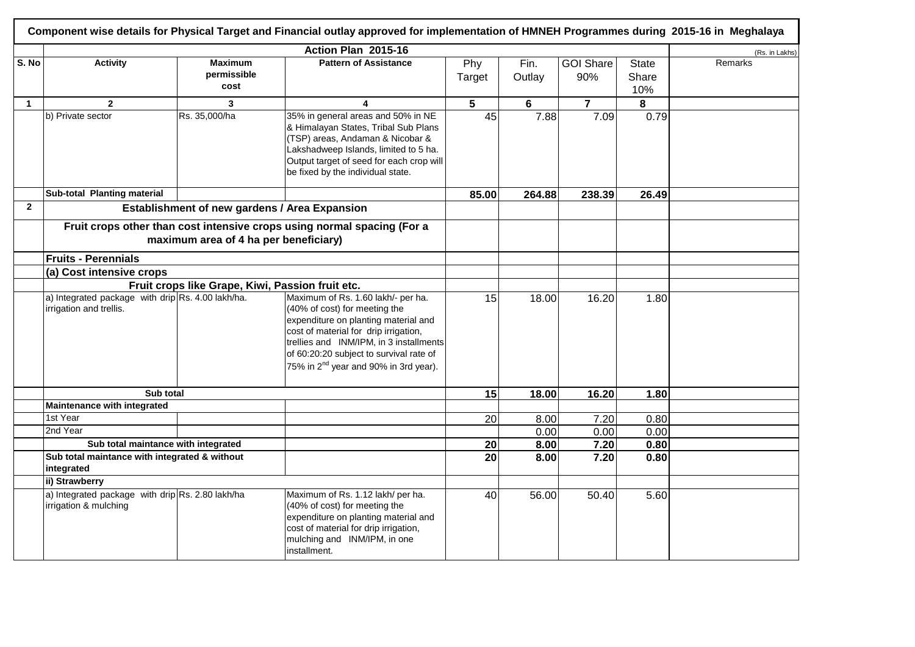**Component wise details for Physical Target and Financial outlay approved for implementation of HMNEH Programmes during 2015-16 in Meghalaya**

| | Action Plan 2015-16 | | | | | | | | (Rs. in Lakhs) |
|---|---|---|---|---|---|---|---|---|---|
| S. No | Activity | Maximum permissible cost | Pattern of Assistance | Phy Target | Fin. Outlay | GOI Share 90% | State Share 10% | Remarks |
| 1 | 2 | 3 | 4 | 5 | 6 | 7 | 8 | |
| | b) Private sector | Rs. 35,000/ha | 35% in general areas and 50% in NE & Himalayan States, Tribal Sub Plans (TSP) areas, Andaman & Nicobar & Lakshadweep Islands, limited to 5 ha. Output target of seed for each crop will be fixed by the individual state. | 45 | 7.88 | 7.09 | 0.79 | |
| | **Sub-total Planting material** | | | **85.00** | **264.88** | **238.39** | **26.49** | |
| **2** | **Establishment of new gardens / Area Expansion** | | | | | | | |
| | **Fruit crops other than cost intensive crops using normal spacing (For a maximum area of 4 ha per beneficiary)** | | | | | | | |
| | **Fruits - Perennials** | | | | | | | |
| | **(a) Cost intensive crops** | | | | | | | |
| | **Fruit crops like Grape, Kiwi, Passion fruit etc.** | | | | | | | |
| | a) Integrated package with drip irrigation and trellis. | Rs. 4.00 lakh/ha. | Maximum of Rs. 1.60 lakh/- per ha. (40% of cost) for meeting the expenditure on planting material and cost of material for drip irrigation, trellies and INM/IPM, in 3 installments of 60:20:20 subject to survival rate of 75% in 2nd year and 90% in 3rd year). | 15 | 18.00 | 16.20 | 1.80 | |
| | **Sub total** | | | **15** | **18.00** | **16.20** | **1.80** | |
| | **Maintenance with integrated** | | | | | | | |
| | 1st Year | | | 20 | 8.00 | 7.20 | 0.80 | |
| | 2nd Year | | | | 0.00 | 0.00 | 0.00 | |
| | **Sub total maintance with integrated** | | | **20** | **8.00** | **7.20** | **0.80** | |
| | **Sub total maintance with integrated & without integrated** | | | **20** | **8.00** | **7.20** | **0.80** | |
| | **ii) Strawberry** | | | | | | | |
| | a) Integrated package with drip irrigation & mulching | Rs. 2.80 lakh/ha | Maximum of Rs. 1.12 lakh/ per ha. (40% of cost) for meeting the expenditure on planting material and cost of material for drip irrigation, mulching and INM/IPM, in one installment. | 40 | 56.00 | 50.40 | 5.60 | |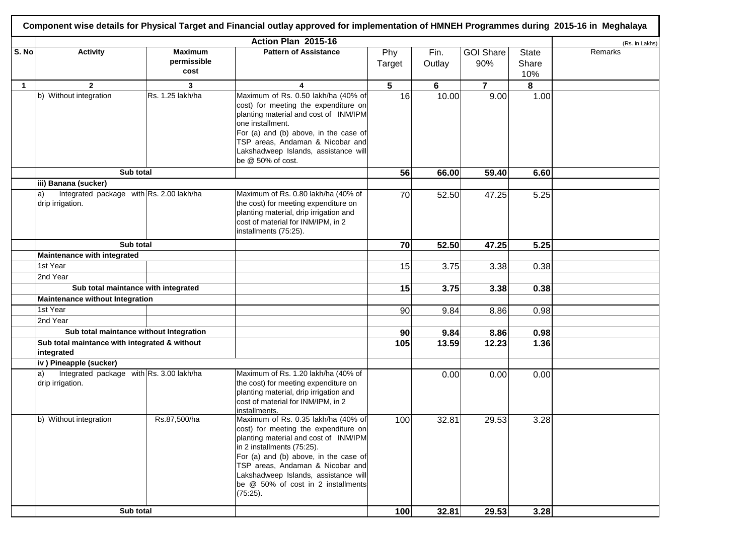**Component wise details for Physical Target and Financial outlay approved for implementation of HMNEH Programmes during 2015-16 in Meghalaya**

| | Action Plan 2015-16 | | | | | | | (Rs. in Lakhs) |
|---|---|---|---|---|---|---|---|---|
| **S. No** | **Activity** | **Maximum permissible cost** | **Pattern of Assistance** | Phy Target | Fin. Outlay | GOI Share 90% | State Share 10% | Remarks |
| **1** | **2** | **3** | **4** | **5** | **6** | **7** | **8** | |
| | b) Without integration | Rs. 1.25 lakh/ha | Maximum of Rs. 0.50 lakh/ha (40% of cost) for meeting the expenditure on planting material and cost of INM/IPM one installment. For (a) and (b) above, in the case of TSP areas, Andaman & Nicobar and Lakshadweep Islands, assistance will be @ 50% of cost. | 16 | 10.00 | 9.00 | 1.00 | |
| | **Sub total** | | | **56** | **66.00** | **59.40** | **6.60** | |
| | **iii) Banana (sucker)** | | | | | | | |
| | a) Integrated package with drip irrigation. | Rs. 2.00 lakh/ha | Maximum of Rs. 0.80 lakh/ha (40% of the cost) for meeting expenditure on planting material, drip irrigation and cost of material for INM/IPM, in 2 installments (75:25). | 70 | 52.50 | 47.25 | 5.25 | |
| | **Sub total** | | | **70** | **52.50** | **47.25** | **5.25** | |
| | **Maintenance with integrated** | | | | | | | |
| | 1st Year | | | 15 | 3.75 | 3.38 | 0.38 | |
| | 2nd Year | | | | | | | |
| | **Sub total maintance with integrated** | | | **15** | **3.75** | **3.38** | **0.38** | |
| | **Maintenance without Integration** | | | | | | | |
| | 1st Year | | | 90 | 9.84 | 8.86 | 0.98 | |
| | 2nd Year | | | | | | | |
| | **Sub total maintance without Integration** | | | **90** | **9.84** | **8.86** | **0.98** | |
| | **Sub total maintance with integrated & without integrated** | | | **105** | **13.59** | **12.23** | **1.36** | |
| | **iv ) Pineapple (sucker)** | | | | | | | |
| | a) Integrated package with drip irrigation. | Rs. 3.00 lakh/ha | Maximum of Rs. 1.20 lakh/ha (40% of the cost) for meeting expenditure on planting material, drip irrigation and cost of material for INM/IPM, in 2 installments. | | 0.00 | 0.00 | 0.00 | |
| | b) Without integration | Rs.87,500/ha | Maximum of Rs. 0.35 lakh/ha (40% of cost) for meeting the expenditure on planting material and cost of INM/IPM in 2 installments (75:25). For (a) and (b) above, in the case of TSP areas, Andaman & Nicobar and Lakshadweep Islands, assistance will be @ 50% of cost in 2 installments (75:25). | 100 | 32.81 | 29.53 | 3.28 | |
| | **Sub total** | | | **100** | **32.81** | **29.53** | **3.28** | |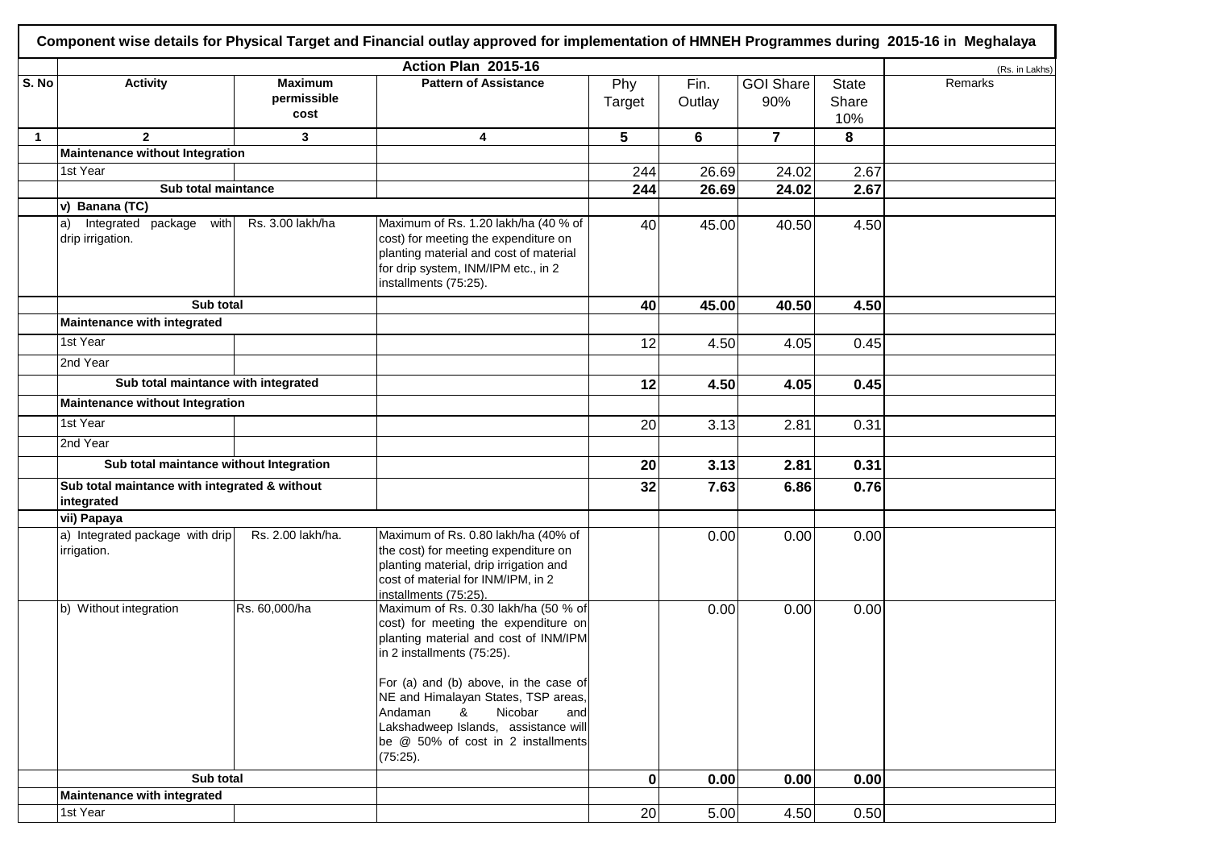**Component wise details for Physical Target and Financial outlay approved for implementation of HMNEH Programmes during 2015-16 in Meghalaya**

| | Action Plan 2015-16 | | | | | | | (Rs. in Lakhs) |
|---|---|---|---|---|---|---|---|---|
| S. No | Activity | Maximum permissible cost | Pattern of Assistance | Phy Target | Fin. Outlay | GOI Share 90% | State Share 10% | Remarks |
| 1 | 2 | 3 | 4 | 5 | 6 | 7 | 8 | |
| | **Maintenance without Integration** | | | | | | | |
| | 1st Year | | | 244 | 26.69 | 24.02 | 2.67 | |
| | **Sub total maintance** | | | **244** | **26.69** | **24.02** | **2.67** | |
| | **v) Banana (TC)** | | | | | | | |
| | a) Integrated package with drip irrigation. | Rs. 3.00 lakh/ha | Maximum of Rs. 1.20 lakh/ha (40 % of cost) for meeting the expenditure on planting material and cost of material for drip system, INM/IPM etc., in 2 installments (75:25). | 40 | 45.00 | 40.50 | 4.50 | |
| | **Sub total** | | | **40** | **45.00** | **40.50** | **4.50** | |
| | **Maintenance with integrated** | | | | | | | |
| | 1st Year | | | 12 | 4.50 | 4.05 | 0.45 | |
| | 2nd Year | | | | | | | |
| | **Sub total maintance with integrated** | | | **12** | **4.50** | **4.05** | **0.45** | |
| | **Maintenance without Integration** | | | | | | | |
| | 1st Year | | | 20 | 3.13 | 2.81 | 0.31 | |
| | 2nd Year | | | | | | | |
| | **Sub total maintance without Integration** | | | **20** | **3.13** | **2.81** | **0.31** | |
| | **Sub total maintance with integrated & without integrated** | | | **32** | **7.63** | **6.86** | **0.76** | |
| | **vii) Papaya** | | | | | | | |
| | a) Integrated package with drip irrigation. | Rs. 2.00 lakh/ha. | Maximum of Rs. 0.80 lakh/ha (40% of the cost) for meeting expenditure on planting material, drip irrigation and cost of material for INM/IPM, in 2 installments (75:25). | | 0.00 | 0.00 | 0.00 | |
| | b) Without integration | Rs. 60,000/ha | Maximum of Rs. 0.30 lakh/ha (50 % of cost) for meeting the expenditure on planting material and cost of INM/IPM in 2 installments (75:25). For (a) and (b) above, in the case of NE and Himalayan States, TSP areas, Andaman & Nicobar and Lakshadweep Islands, assistance will be @ 50% of cost in 2 installments (75:25). | | 0.00 | 0.00 | 0.00 | |
| | **Sub total** | | | **0** | **0.00** | **0.00** | **0.00** | |
| | **Maintenance with integrated** | | | | | | | |
| | 1st Year | | | 20 | 5.00 | 4.50 | 0.50 | |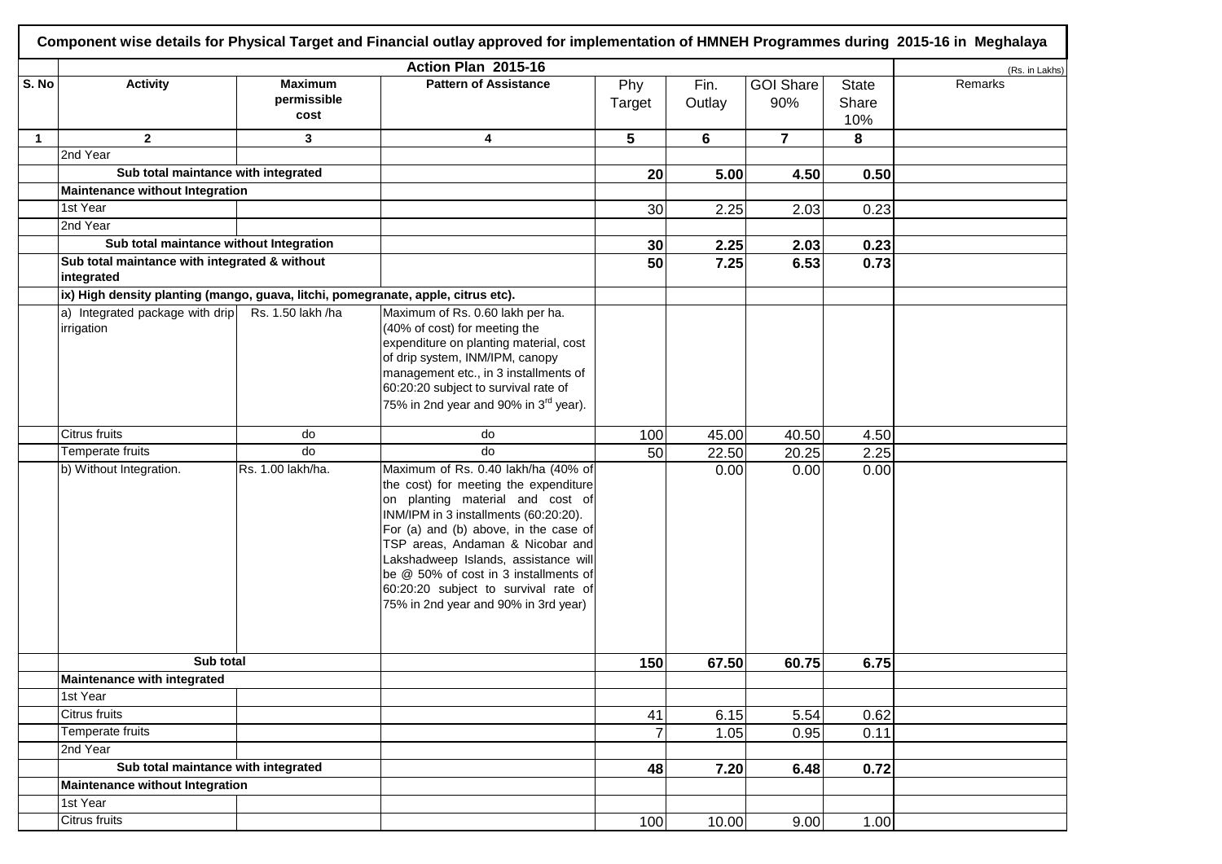**Component wise details for Physical Target and Financial outlay approved for implementation of HMNEH Programmes during 2015-16 in Meghalaya**

**Action Plan 2015-16** (Rs. in Lakhs)

| S. No | Activity | Maximum permissible cost | Pattern of Assistance | Phy Target | Fin. Outlay | GOI Share 90% | State Share 10% | Remarks |
|---|---|---|---|---|---|---|---|---|
| 1 | 2 | 3 | 4 | 5 | 6 | 7 | 8 | |
| | 2nd Year | | | | | | | |
| | **Sub total maintance with integrated** | | | **20** | **5.00** | **4.50** | **0.50** | |
| | **Maintenance without Integration** | | | | | | | |
| | 1st Year | | | 30 | 2.25 | 2.03 | 0.23 | |
| | 2nd Year | | | | | | | |
| | **Sub total maintance without Integration** | | | **30** | **2.25** | **2.03** | **0.23** | |
| | **Sub total maintance with integrated & without integrated** | | | **50** | **7.25** | **6.53** | **0.73** | |
| | **ix) High density planting (mango, guava, litchi, pomegranate, apple, citrus etc).** | | | | | | | |
| | a) Integrated package with drip irrigation | Rs. 1.50 lakh /ha | Maximum of Rs. 0.60 lakh per ha. (40% of cost) for meeting the expenditure on planting material, cost of drip system, INM/IPM, canopy management etc., in 3 installments of 60:20:20 subject to survival rate of 75% in 2nd year and 90% in 3rd year). | | | | | |
| | Citrus fruits | do | do | 100 | 45.00 | 40.50 | 4.50 | |
| | Temperate fruits | do | do | 50 | 22.50 | 20.25 | 2.25 | |
| | b) Without Integration. | Rs. 1.00 lakh/ha. | Maximum of Rs. 0.40 lakh/ha (40% of the cost) for meeting the expenditure on planting material and cost of INM/IPM in 3 installments (60:20:20). For (a) and (b) above, in the case of TSP areas, Andaman & Nicobar and Lakshadweep Islands, assistance will be @ 50% of cost in 3 installments of 60:20:20 subject to survival rate of 75% in 2nd year and 90% in 3rd year) | | 0.00 | 0.00 | 0.00 | |
| | **Sub total** | | | **150** | **67.50** | **60.75** | **6.75** | |
| | **Maintenance with integrated** | | | | | | | |
| | 1st Year | | | | | | | |
| | Citrus fruits | | | 41 | 6.15 | 5.54 | 0.62 | |
| | Temperate fruits | | | 7 | 1.05 | 0.95 | 0.11 | |
| | 2nd Year | | | | | | | |
| | **Sub total maintance with integrated** | | | **48** | **7.20** | **6.48** | **0.72** | |
| | **Maintenance without Integration** | | | | | | | |
| | 1st Year | | | | | | | |
| | Citrus fruits | | | 100 | 10.00 | 9.00 | 1.00 | |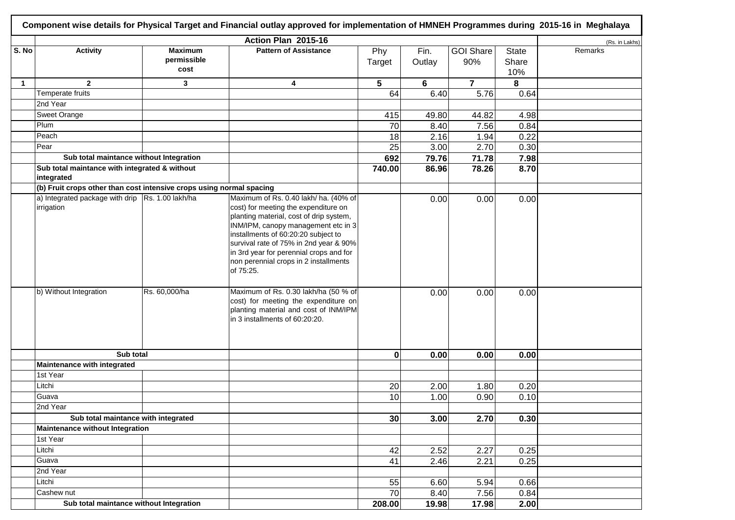**Component wise details for Physical Target and Financial outlay approved for implementation of HMNEH Programmes during 2015-16 in Meghalaya**

| | Action Plan 2015-16 | | | | | | | (Rs. in Lakhs) |
|---|---|---|---|---|---|---|---|---|
| S. No | Activity | Maximum permissible cost | Pattern of Assistance | Phy Target | Fin. Outlay | GOI Share 90% | State Share 10% | Remarks |
| 1 | 2 | 3 | 4 | 5 | 6 | 7 | 8 | |
| | Temperate fruits | | | 64 | 6.40 | 5.76 | 0.64 | |
| | 2nd Year | | | | | | | |
| | Sweet Orange | | | 415 | 49.80 | 44.82 | 4.98 | |
| | Plum | | | 70 | 8.40 | 7.56 | 0.84 | |
| | Peach | | | 18 | 2.16 | 1.94 | 0.22 | |
| | Pear | | | 25 | 3.00 | 2.70 | 0.30 | |
| | **Sub total maintance without Integration** | | | **692** | **79.76** | **71.78** | **7.98** | |
| | **Sub total maintance with integrated & without integrated** | | | **740.00** | **86.96** | **78.26** | **8.70** | |
| | **(b) Fruit crops other than cost intensive crops using normal spacing** | | | | | | | |
| | a) Integrated package with drip irrigation | Rs. 1.00 lakh/ha | Maximum of Rs. 0.40 lakh/ ha. (40% of cost) for meeting the expenditure on planting material, cost of drip system, INM/IPM, canopy management etc in 3 installments of 60:20:20 subject to survival rate of 75% in 2nd year & 90% in 3rd year for perennial crops and for non perennial crops in 2 installments of 75:25. | | 0.00 | 0.00 | 0.00 | |
| | b) Without Integration | Rs. 60,000/ha | Maximum of Rs. 0.30 lakh/ha (50 % of cost) for meeting the expenditure on planting material and cost of INM/IPM in 3 installments of 60:20:20. | | 0.00 | 0.00 | 0.00 | |
| | **Sub total** | | | **0** | **0.00** | **0.00** | **0.00** | |
| | **Maintenance with integrated** | | | | | | | |
| | 1st Year | | | | | | | |
| | Litchi | | | 20 | 2.00 | 1.80 | 0.20 | |
| | Guava | | | 10 | 1.00 | 0.90 | 0.10 | |
| | 2nd Year | | | | | | | |
| | **Sub total maintance with integrated** | | | **30** | **3.00** | **2.70** | **0.30** | |
| | **Maintenance without Integration** | | | | | | | |
| | 1st Year | | | | | | | |
| | Litchi | | | 42 | 2.52 | 2.27 | 0.25 | |
| | Guava | | | 41 | 2.46 | 2.21 | 0.25 | |
| | 2nd Year | | | | | | | |
| | Litchi | | | 55 | 6.60 | 5.94 | 0.66 | |
| | Cashew nut | | | 70 | 8.40 | 7.56 | 0.84 | |
| | **Sub total maintance without Integration** | | | **208.00** | **19.98** | **17.98** | **2.00** | |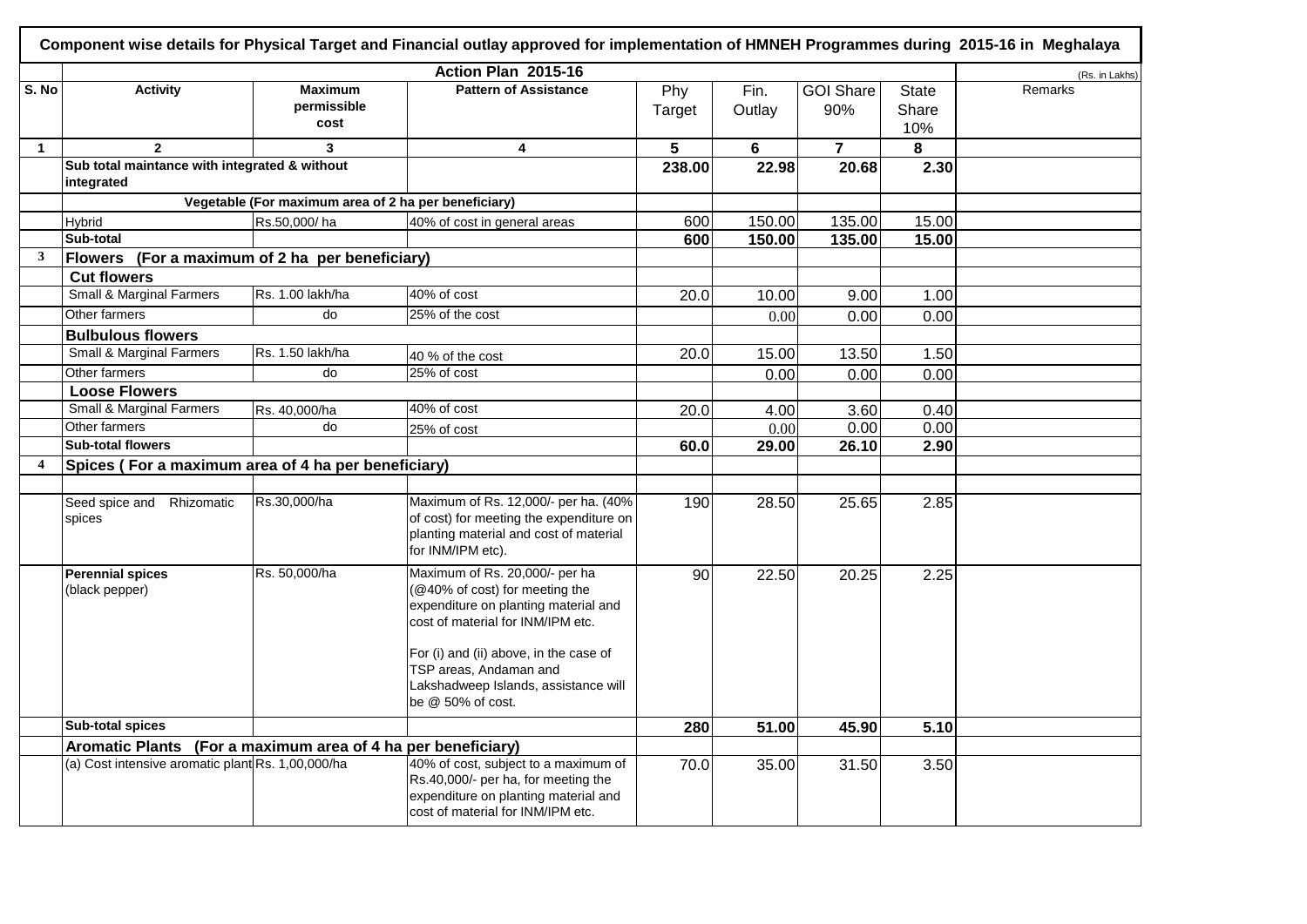**Component wise details for Physical Target and Financial outlay approved for implementation of HMNEH Programmes during 2015-16 in Meghalaya**

| | Action Plan 2015-16 | | | | | | | (Rs. in Lakhs) |
|---|---|---|---|---|---|---|---|---|
| S. No | Activity | Maximum permissible cost | Pattern of Assistance | Phy Target | Fin. Outlay | GOI Share 90% | State Share 10% | Remarks |
| 1 | 2 | 3 | 4 | 5 | 6 | 7 | 8 | |
| | Sub total maintance with integrated & without integrated | | | 238.00 | 22.98 | 20.68 | 2.30 | |
| | Vegetable (For maximum area of 2 ha per beneficiary) | | | | | | | |
| | Hybrid | Rs.50,000/ ha | 40% of cost in general areas | 600 | 150.00 | 135.00 | 15.00 | |
| | Sub-total | | | 600 | 150.00 | 135.00 | 15.00 | |
| 3 | Flowers (For a maximum of 2 ha per beneficiary) | | | | | | | |
| | Cut flowers | | | | | | | |
| | Small & Marginal Farmers | Rs. 1.00 lakh/ha | 40% of cost | 20.0 | 10.00 | 9.00 | 1.00 | |
| | Other farmers | do | 25% of the cost | | 0.00 | 0.00 | 0.00 | |
| | Bulbulous flowers | | | | | | | |
| | Small & Marginal Farmers | Rs. 1.50 lakh/ha | 40 % of the cost | 20.0 | 15.00 | 13.50 | 1.50 | |
| | Other farmers | do | 25% of cost | | 0.00 | 0.00 | 0.00 | |
| | Loose Flowers | | | | | | | |
| | Small & Marginal Farmers | Rs. 40,000/ha | 40% of cost | 20.0 | 4.00 | 3.60 | 0.40 | |
| | Other farmers | do | 25% of cost | | 0.00 | 0.00 | 0.00 | |
| | Sub-total flowers | | | 60.0 | 29.00 | 26.10 | 2.90 | |
| 4 | Spices ( For a maximum area of 4 ha per beneficiary) | | | | | | | |
| | | | | | | | | |
| | Seed spice and Rhizomatic spices | Rs.30,000/ha | Maximum of Rs. 12,000/- per ha. (40% of cost) for meeting the expenditure on planting material and cost of material for INM/IPM etc). | 190 | 28.50 | 25.65 | 2.85 | |
| | Perennial spices (black pepper) | Rs. 50,000/ha | Maximum of Rs. 20,000/- per ha (@40% of cost) for meeting the expenditure on planting material and cost of material for INM/IPM etc. For (i) and (ii) above, in the case of TSP areas, Andaman and Lakshadweep Islands, assistance will be @ 50% of cost. | 90 | 22.50 | 20.25 | 2.25 | |
| | Sub-total spices | | | 280 | 51.00 | 45.90 | 5.10 | |
| | Aromatic Plants (For a maximum area of 4 ha per beneficiary) | | | | | | | |
| | (a) Cost intensive aromatic plant | Rs. 1,00,000/ha | 40% of cost, subject to a maximum of Rs.40,000/- per ha, for meeting the expenditure on planting material and cost of material for INM/IPM etc. | 70.0 | 35.00 | 31.50 | 3.50 | |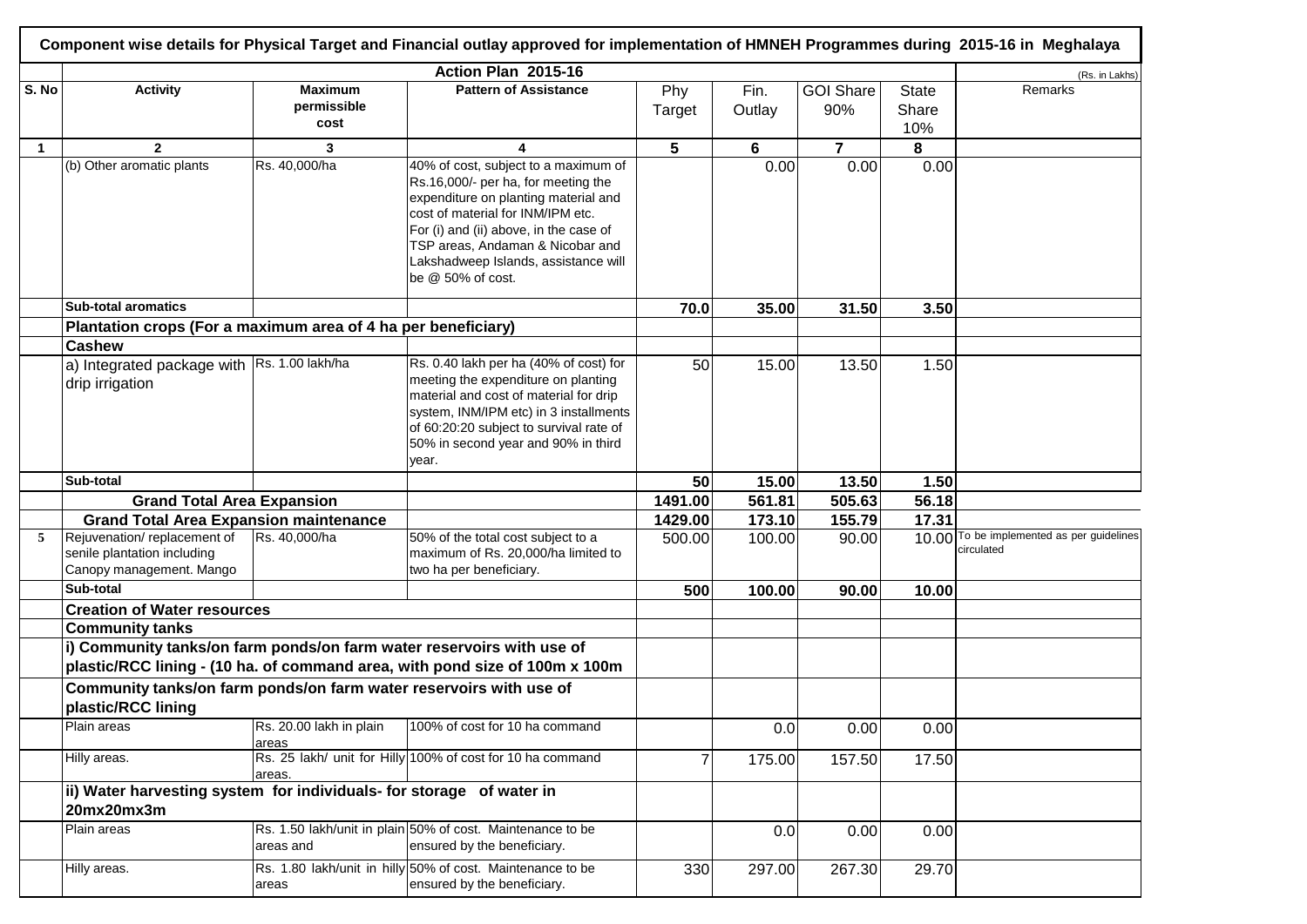**Component wise details for Physical Target and Financial outlay approved for implementation of HMNEH Programmes during 2015-16 in Meghalaya**

| | Action Plan 2015-16 | | | | | | | (Rs. in Lakhs) |
|---|---|---|---|---|---|---|---|---|
| S. No | Activity | Maximum permissible cost | Pattern of Assistance | Phy Target | Fin. Outlay | GOI Share 90% | State Share 10% | Remarks |
| 1 | 2 | 3 | 4 | 5 | 6 | 7 | 8 | |
| | (b) Other aromatic plants | Rs. 40,000/ha | 40% of cost, subject to a maximum of Rs.16,000/- per ha, for meeting the expenditure on planting material and cost of material for INM/IPM etc. For (i) and (ii) above, in the case of TSP areas, Andaman & Nicobar and Lakshadweep Islands, assistance will be @ 50% of cost. | | 0.00 | 0.00 | 0.00 | |
| | **Sub-total aromatics** | | | **70.0** | **35.00** | **31.50** | **3.50** | |
| | **Plantation crops (For a maximum area of 4 ha per beneficiary)** | | | | | | | |
| | **Cashew** | | | | | | | |
| | a) Integrated package with drip irrigation | Rs. 1.00 lakh/ha | Rs. 0.40 lakh per ha (40% of cost) for meeting the expenditure on planting material and cost of material for drip system, INM/IPM etc) in 3 installments of 60:20:20 subject to survival rate of 50% in second year and 90% in third year. | 50 | 15.00 | 13.50 | 1.50 | |
| | **Sub-total** | | | **50** | **15.00** | **13.50** | **1.50** | |
| | **Grand Total Area Expansion** | | | **1491.00** | **561.81** | **505.63** | **56.18** | |
| | **Grand Total Area Expansion maintenance** | | | **1429.00** | **173.10** | **155.79** | **17.31** | |
| 5 | Rejuvenation/ replacement of senile plantation including Canopy management. Mango | Rs. 40,000/ha | 50% of the total cost subject to a maximum of Rs. 20,000/ha limited to two ha per beneficiary. | 500.00 | 100.00 | 90.00 | 10.00 | To be implemented as per guidelines circulated |
| | **Sub-total** | | | **500** | **100.00** | **90.00** | **10.00** | |
| | **Creation of Water resources** | | | | | | | |
| | **Community tanks** | | | | | | | |
| | **i) Community tanks/on farm ponds/on farm water reservoirs with use of plastic/RCC lining - (10 ha. of command area, with pond size of 100m x 100m** | | | | | | | |
| | **Community tanks/on farm ponds/on farm water reservoirs with use of plastic/RCC lining** | | | | | | | |
| | Plain areas | Rs. 20.00 lakh in plain areas | 100% of cost for 10 ha command | | 0.0 | 0.00 | 0.00 | |
| | Hilly areas. | Rs. 25 lakh/ unit for Hilly areas. | 100% of cost for 10 ha command | 7 | 175.00 | 157.50 | 17.50 | |
| | **ii) Water harvesting system for individuals- for storage of water in 20mx20mx3m** | | | | | | | |
| | Plain areas | Rs. 1.50 lakh/unit in plain areas and | 50% of cost. Maintenance to be ensured by the beneficiary. | | 0.0 | 0.00 | 0.00 | |
| | Hilly areas. | Rs. 1.80 lakh/unit in hilly areas | 50% of cost. Maintenance to be ensured by the beneficiary. | 330 | 297.00 | 267.30 | 29.70 | |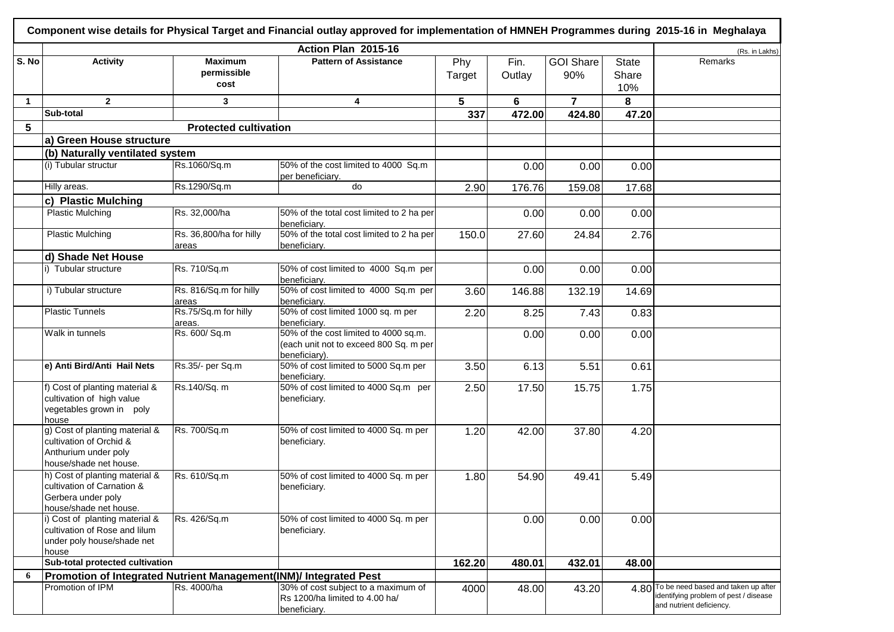**Component wise details for Physical Target and Financial outlay approved for implementation of HMNEH Programmes during 2015-16 in Meghalaya**

| S. No | Action Plan 2015-16 | | | | | | | | (Rs. in Lakhs) |
|---|---|---|---|---|---|---|---|---|---|
| | Activity | Maximum permissible cost | Pattern of Assistance | Phy Target | Fin. Outlay | GOI Share 90% | State Share 10% | Remarks |
| 1 | 2 | 3 | 4 | 5 | 6 | 7 | 8 | |
| | Sub-total | | | 337 | 472.00 | 424.80 | 47.20 | |
| 5 | Protected cultivation | | | | | | | |
| | a) Green House structure | | | | | | | |
| | (b) Naturally ventilated system | | | | | | | |
| | (i) Tubular structur | Rs.1060/Sq.m | 50% of the cost limited to 4000 Sq.m per beneficiary. | | 0.00 | 0.00 | 0.00 | |
| | Hilly areas. | Rs.1290/Sq.m | do | 2.90 | 176.76 | 159.08 | 17.68 | |
| | c) Plastic Mulching | | | | | | | |
| | Plastic Mulching | Rs. 32,000/ha | 50% of the total cost limited to 2 ha per beneficiary. | | 0.00 | 0.00 | 0.00 | |
| | Plastic Mulching | Rs. 36,800/ha for hilly areas | 50% of the total cost limited to 2 ha per beneficiary. | 150.0 | 27.60 | 24.84 | 2.76 | |
| | d) Shade Net House | | | | | | | |
| | i) Tubular structure | Rs. 710/Sq.m | 50% of cost limited to 4000 Sq.m per beneficiary. | | 0.00 | 0.00 | 0.00 | |
| | i) Tubular structure | Rs. 816/Sq.m for hilly areas | 50% of cost limited to 4000 Sq.m per beneficiary. | 3.60 | 146.88 | 132.19 | 14.69 | |
| | Plastic Tunnels | Rs.75/Sq.m for hilly areas. | 50% of cost limited 1000 sq. m per beneficiary. | 2.20 | 8.25 | 7.43 | 0.83 | |
| | Walk in tunnels | Rs. 600/ Sq.m | 50% of the cost limited to 4000 sq.m. (each unit not to exceed 800 Sq. m per beneficiary). | | 0.00 | 0.00 | 0.00 | |
| | e) Anti Bird/Anti Hail Nets | Rs.35/- per Sq.m | 50% of cost limited to 5000 Sq.m per beneficiary. | 3.50 | 6.13 | 5.51 | 0.61 | |
| | f) Cost of planting material & cultivation of high value vegetables grown in poly house | Rs.140/Sq. m | 50% of cost limited to 4000 Sq.m per beneficiary. | 2.50 | 17.50 | 15.75 | 1.75 | |
| | g) Cost of planting material & cultivation of Orchid & Anthurium under poly house/shade net house. | Rs. 700/Sq.m | 50% of cost limited to 4000 Sq. m per beneficiary. | 1.20 | 42.00 | 37.80 | 4.20 | |
| | h) Cost of planting material & cultivation of Carnation & Gerbera under poly house/shade net house. | Rs. 610/Sq.m | 50% of cost limited to 4000 Sq. m per beneficiary. | 1.80 | 54.90 | 49.41 | 5.49 | |
| | i) Cost of planting material & cultivation of Rose and lilum under poly house/shade net house | Rs. 426/Sq.m | 50% of cost limited to 4000 Sq. m per beneficiary. | | 0.00 | 0.00 | 0.00 | |
| | Sub-total protected cultivation | | | 162.20 | 480.01 | 432.01 | 48.00 | |
| 6 | Promotion of Integrated Nutrient Management(INM)/ Integrated Pest | | | | | | | |
| | Promotion of IPM | Rs. 4000/ha | 30% of cost subject to a maximum of Rs 1200/ha limited to 4.00 ha/ beneficiary. | 4000 | 48.00 | 43.20 | 4.80 | To be need based and taken up after identifying problem of pest / disease and nutrient deficiency. |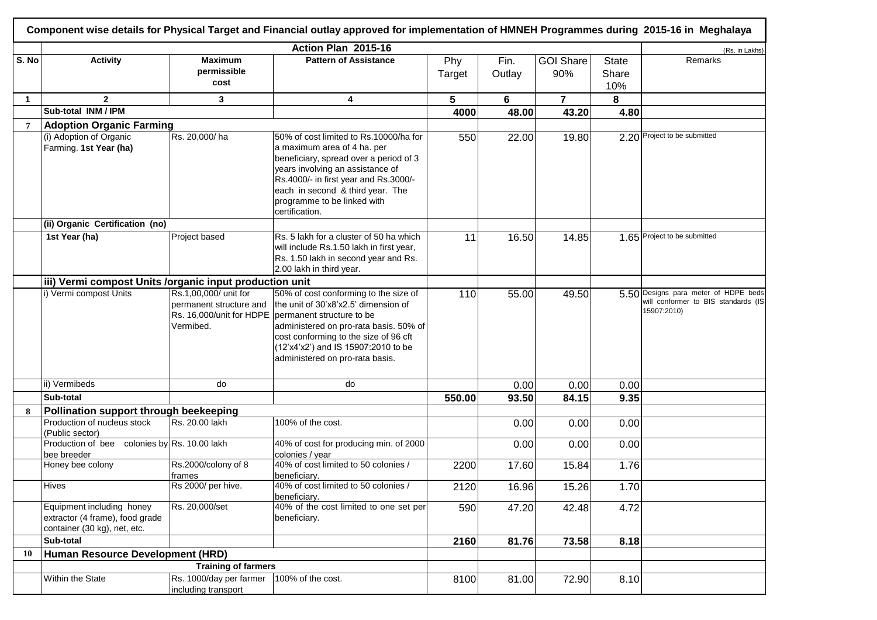# Component wise details for Physical Target and Financial outlay approved for implementation of HMNEH Programmes during 2015-16 in Meghalaya

| | Action Plan 2015-16 | | | | | | | (Rs. in Lakhs) |
|---|---|---|---|---|---|---|---|---|
| S. No | Activity | Maximum permissible cost | Pattern of Assistance | Phy Target | Fin. Outlay | GOI Share 90% | State Share 10% | Remarks |
| 1 | 2 | 3 | 4 | 5 | 6 | 7 | 8 | |
| | Sub-total INM / IPM | | | 4000 | 48.00 | 43.20 | 4.80 | |
| 7 | **Adoption Organic Farming** | | | | | | | |
| | (i) Adoption of Organic Farming. **1st Year (ha)** | Rs. 20,000/ ha | 50% of cost limited to Rs.10000/ha for a maximum area of 4 ha. per beneficiary, spread over a period of 3 years involving an assistance of Rs.4000/- in first year and Rs.3000/- each in second & third year. The programme to be linked with certification. | 550 | 22.00 | 19.80 | 2.20 | Project to be submitted |
| | **(ii) Organic Certification (no)** | | | | | | | |
| | **1st Year (ha)** | Project based | Rs. 5 lakh for a cluster of 50 ha which will include Rs.1.50 lakh in first year, Rs. 1.50 lakh in second year and Rs. 2.00 lakh in third year. | 11 | 16.50 | 14.85 | 1.65 | Project to be submitted |
| | **iii) Vermi compost Units /organic input production unit** | | | | | | | |
| | i) Vermi compost Units | Rs.1,00,000/ unit for permanent structure and Rs. 16,000/unit for HDPE Vermibed. | 50% of cost conforming to the size of the unit of 30'x8'x2.5' dimension of permanent structure to be administered on pro-rata basis. 50% of cost conforming to the size of 96 cft (12'x4'x2') and IS 15907:2010 to be administered on pro-rata basis. | 110 | 55.00 | 49.50 | 5.50 | Designs para meter of HDPE beds will conformer to BIS standards (IS 15907:2010) |
| | ii) Vermibeds | do | do | | 0.00 | 0.00 | 0.00 | |
| | **Sub-total** | | | **550.00** | **93.50** | **84.15** | **9.35** | |
| 8 | **Pollination support through beekeeping** | | | | | | | |
| | Production of nucleus stock (Public sector) | Rs. 20.00 lakh | 100% of the cost. | | 0.00 | 0.00 | 0.00 | |
| | Production of bee colonies by bee breeder | Rs. 10.00 lakh | 40% of cost for producing min. of 2000 colonies / year | | 0.00 | 0.00 | 0.00 | |
| | Honey bee colony | Rs.2000/colony of 8 frames | 40% of cost limited to 50 colonies / beneficiary. | 2200 | 17.60 | 15.84 | 1.76 | |
| | Hives | Rs 2000/ per hive. | 40% of cost limited to 50 colonies / beneficiary. | 2120 | 16.96 | 15.26 | 1.70 | |
| | Equipment including honey extractor (4 frame), food grade container (30 kg), net, etc. | Rs. 20,000/set | 40% of the cost limited to one set per beneficiary. | 590 | 47.20 | 42.48 | 4.72 | |
| | **Sub-total** | | | **2160** | **81.76** | **73.58** | **8.18** | |
| 10 | **Human Resource Development (HRD)** | | | | | | | |
| | | **Training of farmers** | | | | | | |
| | Within the State | Rs. 1000/day per farmer including transport | 100% of the cost. | 8100 | 81.00 | 72.90 | 8.10 | |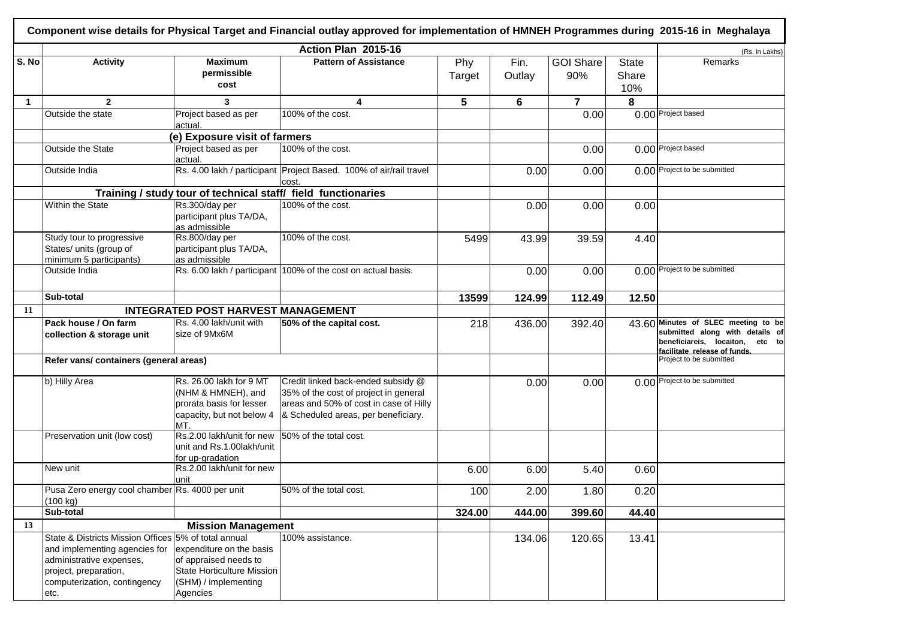# Component wise details for Physical Target and Financial outlay approved for implementation of HMNEH Programmes during 2015-16 in Meghalaya

| | Action Plan 2015-16 | | | | | | | (Rs. in Lakhs) |
|---|---|---|---|---|---|---|---|---|
| S. No | Activity | Maximum permissible cost | Pattern of Assistance | Phy Target | Fin. Outlay | GOI Share 90% | State Share 10% | Remarks |
| 1 | 2 | 3 | 4 | 5 | 6 | 7 | 8 | |
| | Outside the state | Project based as per actual. | 100% of the cost. | | | 0.00 | 0.00 | Project based |
| | | (e) Exposure visit of farmers | | | | | | |
| | Outside the State | Project based as per actual. | 100% of the cost. | | | 0.00 | 0.00 | Project based |
| | Outside India | Rs. 4.00 lakh / participant | Project Based. 100% of air/rail travel cost. | | 0.00 | 0.00 | 0.00 | Project to be submitted |
| | Training / study tour of technical staff/ field functionaries | | | | | | | |
| | Within the State | Rs.300/day per participant plus TA/DA, as admissible | 100% of the cost. | | 0.00 | 0.00 | 0.00 | |
| | Study tour to progressive States/ units (group of minimum 5 participants) | Rs.800/day per participant plus TA/DA, as admissible | 100% of the cost. | 5499 | 43.99 | 39.59 | 4.40 | |
| | Outside India | Rs. 6.00 lakh / participant | 100% of the cost on actual basis. | | 0.00 | 0.00 | 0.00 | Project to be submitted |
| | **Sub-total** | | | **13599** | **124.99** | **112.49** | **12.50** | |
| 11 | **INTEGRATED POST HARVEST MANAGEMENT** | | | | | | | |
| | **Pack house / On farm collection & storage unit** | Rs. 4.00 lakh/unit with size of 9Mx6M | **50% of the capital cost.** | 218 | 436.00 | 392.40 | 43.60 | **Minutes of SLEC meeting to be submitted along with details of beneficiareis, locaiton, etc to facilitate release of funds.** |
| | **Refer vans/ containers (general areas)** | | | | | | | Project to be submitted |
| | b) Hilly Area | Rs. 26.00 lakh for 9 MT (NHM & HMNEH), and prorata basis for lesser capacity, but not below 4 MT. | Credit linked back-ended subsidy @ 35% of the cost of project in general areas and 50% of cost in case of Hilly & Scheduled areas, per beneficiary. | | 0.00 | 0.00 | 0.00 | Project to be submitted |
| | Preservation unit (low cost) | Rs.2.00 lakh/unit for new unit and Rs.1.00lakh/unit for up-gradation | 50% of the total cost. | | | | | |
| | New unit | Rs.2.00 lakh/unit for new unit | | 6.00 | 6.00 | 5.40 | 0.60 | |
| | Pusa Zero energy cool chamber (100 kg) | Rs. 4000 per unit | 50% of the total cost. | 100 | 2.00 | 1.80 | 0.20 | |
| | **Sub-total** | | | **324.00** | **444.00** | **399.60** | **44.40** | |
| 13 | | **Mission Management** | | | | | | |
| | State & Districts Mission Offices and implementing agencies for administrative expenses, project, preparation, computerization, contingency etc. | 5% of total annual expenditure on the basis of appraised needs to State Horticulture Mission (SHM) / implementing Agencies | 100% assistance. | | 134.06 | 120.65 | 13.41 | |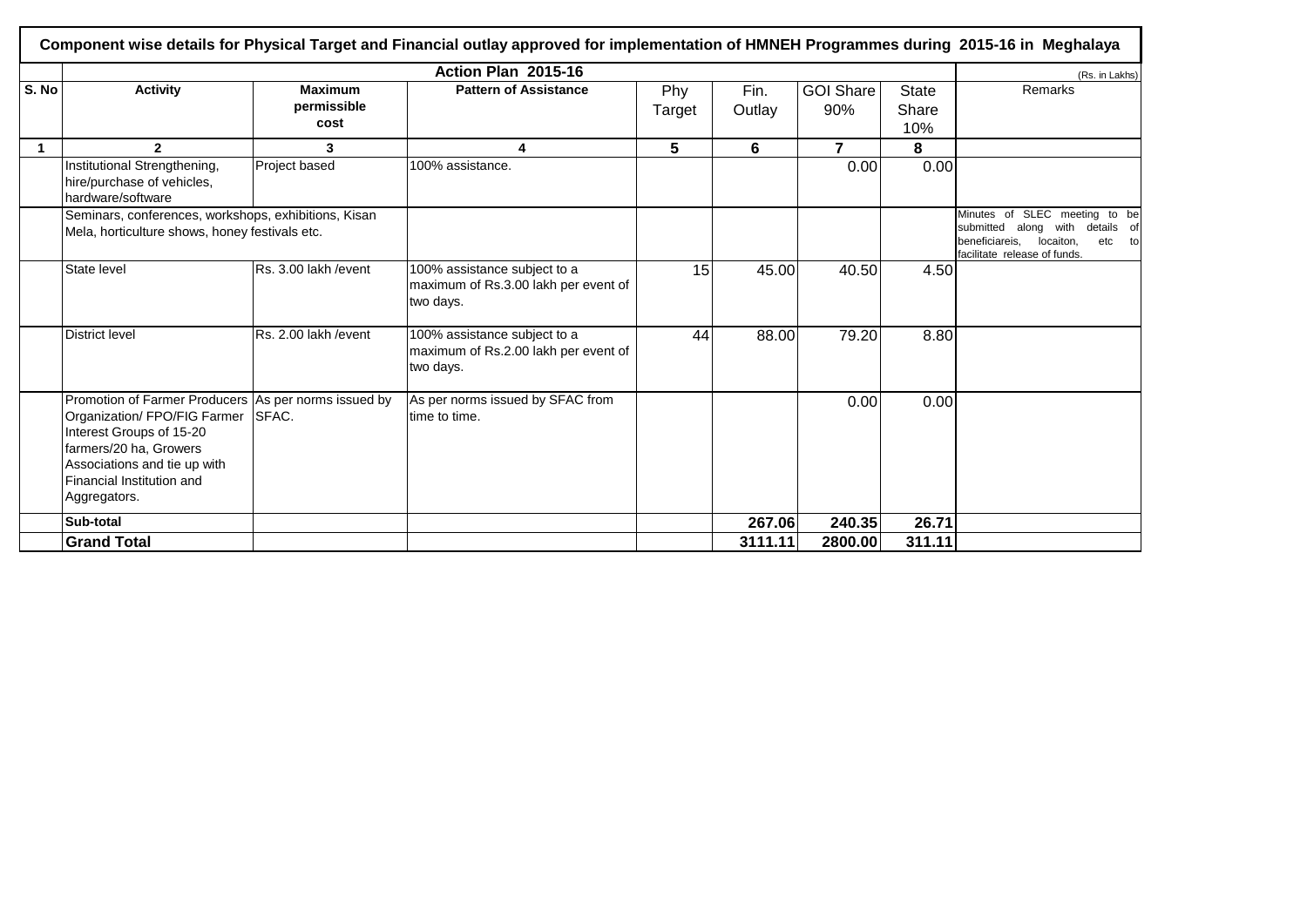**Component wise details for Physical Target and Financial outlay approved for implementation of HMNEH Programmes during 2015-16 in Meghalaya**

| | Action Plan 2015-16 | | | | | | | (Rs. in Lakhs) |
|---|---|---|---|---|---|---|---|---|
| **S. No** | **Activity** | **Maximum permissible cost** | **Pattern of Assistance** | Phy Target | Fin. Outlay | GOI Share 90% | State Share 10% | Remarks |
| **1** | **2** | **3** | **4** | **5** | **6** | **7** | **8** | |
| | Institutional Strengthening, hire/purchase of vehicles, hardware/software | Project based | 100% assistance. | | | 0.00 | 0.00 | |
| | Seminars, conferences, workshops, exhibitions, Kisan Mela, horticulture shows, honey festivals etc. | | | | | | | Minutes of SLEC meeting to be submitted along with details of beneficiareis, locaiton, etc to facilitate release of funds. |
| | State level | Rs. 3.00 lakh /event | 100% assistance subject to a maximum of Rs.3.00 lakh per event of two days. | 15 | 45.00 | 40.50 | 4.50 | |
| | District level | Rs. 2.00 lakh /event | 100% assistance subject to a maximum of Rs.2.00 lakh per event of two days. | 44 | 88.00 | 79.20 | 8.80 | |
| | Promotion of Farmer Producers Organization/ FPO/FIG Farmer Interest Groups of 15-20 farmers/20 ha, Growers Associations and tie up with Financial Institution and Aggregators. | As per norms issued by SFAC. | As per norms issued by SFAC from time to time. | | | 0.00 | 0.00 | |
| | **Sub-total** | | | | **267.06** | **240.35** | **26.71** | |
| | **Grand Total** | | | | **3111.11** | **2800.00** | **311.11** | |